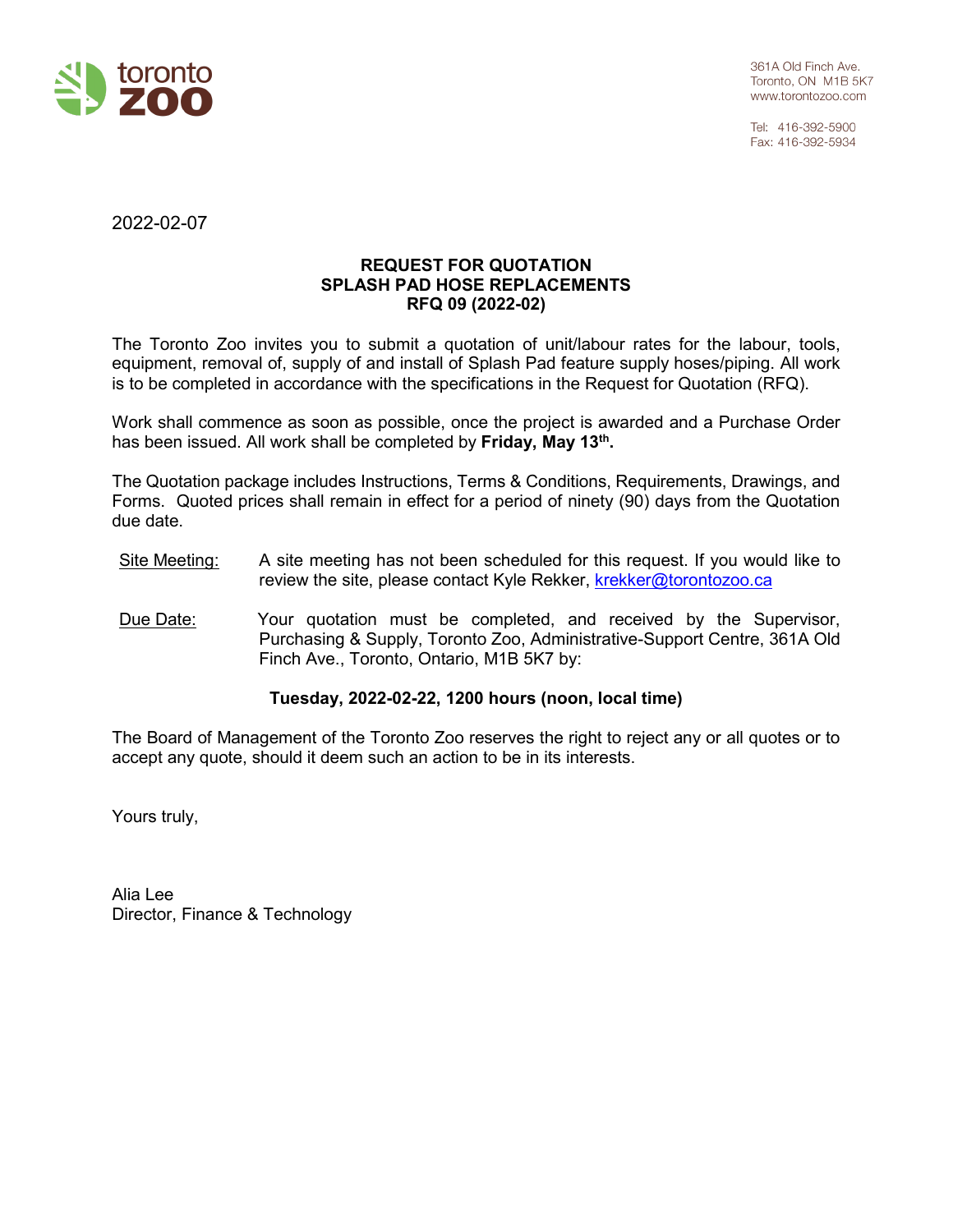toronto **zoo**

361A Old Finch Ave.
Toronto, ON M1B 5K7
www.torontozoo.com

Tel: 416-392-5900
Fax: 416-392-5934

2022-02-07

**REQUEST FOR QUOTATION**
**SPLASH PAD HOSE REPLACEMENTS**
**RFQ 09 (2022-02)**

The Toronto Zoo invites you to submit a quotation of unit/labour rates for the labour, tools, equipment, removal of, supply of and install of Splash Pad feature supply hoses/piping. All work is to be completed in accordance with the specifications in the Request for Quotation (RFQ).

Work shall commence as soon as possible, once the project is awarded and a Purchase Order has been issued. All work shall be completed by **Friday, May 13th.**

The Quotation package includes Instructions, Terms & Conditions, Requirements, Drawings, and Forms. Quoted prices shall remain in effect for a period of ninety (90) days from the Quotation due date.

Site Meeting: A site meeting has not been scheduled for this request. If you would like to review the site, please contact Kyle Rekker, krekker@torontozoo.ca

Due Date: Your quotation must be completed, and received by the Supervisor, Purchasing & Supply, Toronto Zoo, Administrative-Support Centre, 361A Old Finch Ave., Toronto, Ontario, M1B 5K7 by:

**Tuesday, 2022-02-22, 1200 hours (noon, local time)**

The Board of Management of the Toronto Zoo reserves the right to reject any or all quotes or to accept any quote, should it deem such an action to be in its interests.

Yours truly,

Alia Lee
Director, Finance & Technology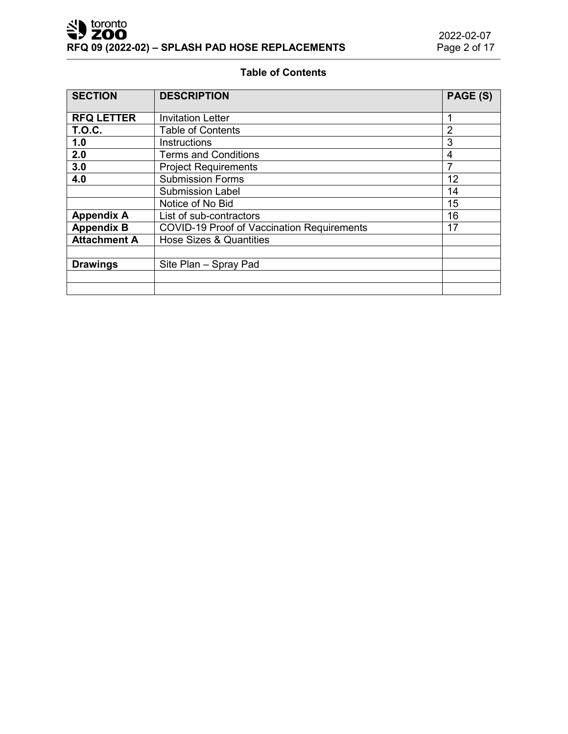## Table of Contents

| SECTION | DESCRIPTION | PAGE (S) |
|---|---|---|
| **RFQ LETTER** | Invitation Letter | 1 |
| **T.O.C.** | Table of Contents | 2 |
| **1.0** | Instructions | 3 |
| **2.0** | Terms and Conditions | 4 |
| **3.0** | Project Requirements | 7 |
| **4.0** | Submission Forms | 12 |
| | Submission Label | 14 |
| | Notice of No Bid | 15 |
| **Appendix A** | List of sub-contractors | 16 |
| **Appendix B** | COVID-19 Proof of Vaccination Requirements | 17 |
| **Attachment A** | Hose Sizes & Quantities | |
| | | |
| **Drawings** | Site Plan – Spray Pad | |
| | | |
| | | |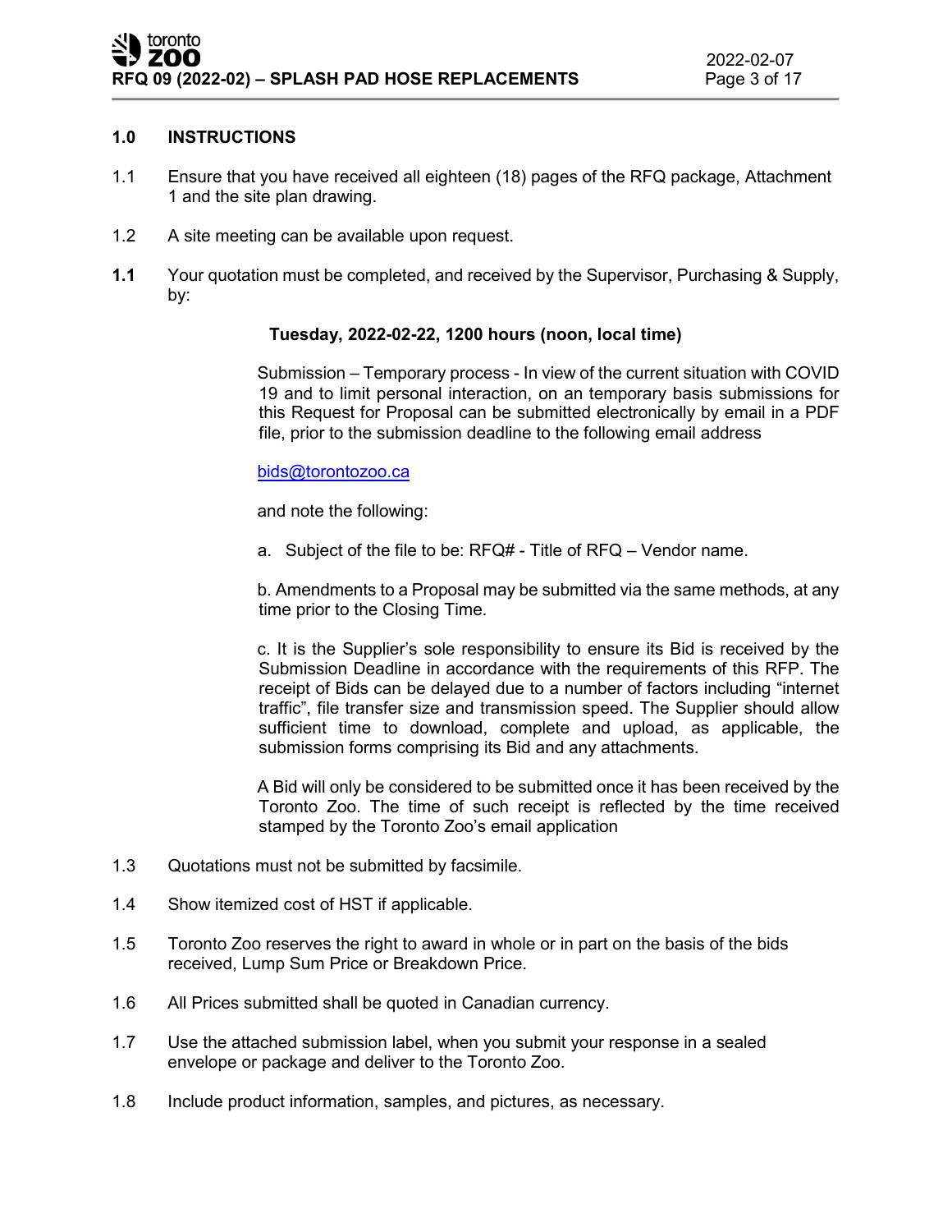## 1.0 INSTRUCTIONS

1.1 Ensure that you have received all eighteen (18) pages of the RFQ package, Attachment 1 and the site plan drawing.

1.2 A site meeting can be available upon request.

**1.1** Your quotation must be completed, and received by the Supervisor, Purchasing & Supply, by:

**Tuesday, 2022-02-22, 1200 hours (noon, local time)**

Submission – Temporary process - In view of the current situation with COVID 19 and to limit personal interaction, on an temporary basis submissions for this Request for Proposal can be submitted electronically by email in a PDF file, prior to the submission deadline to the following email address

bids@torontozoo.ca

and note the following:

a. Subject of the file to be: RFQ# - Title of RFQ – Vendor name.

b. Amendments to a Proposal may be submitted via the same methods, at any time prior to the Closing Time.

c. It is the Supplier's sole responsibility to ensure its Bid is received by the Submission Deadline in accordance with the requirements of this RFP. The receipt of Bids can be delayed due to a number of factors including "internet traffic", file transfer size and transmission speed. The Supplier should allow sufficient time to download, complete and upload, as applicable, the submission forms comprising its Bid and any attachments.

A Bid will only be considered to be submitted once it has been received by the Toronto Zoo. The time of such receipt is reflected by the time received stamped by the Toronto Zoo's email application

1.3 Quotations must not be submitted by facsimile.

1.4 Show itemized cost of HST if applicable.

1.5 Toronto Zoo reserves the right to award in whole or in part on the basis of the bids received, Lump Sum Price or Breakdown Price.

1.6 All Prices submitted shall be quoted in Canadian currency.

1.7 Use the attached submission label, when you submit your response in a sealed envelope or package and deliver to the Toronto Zoo.

1.8 Include product information, samples, and pictures, as necessary.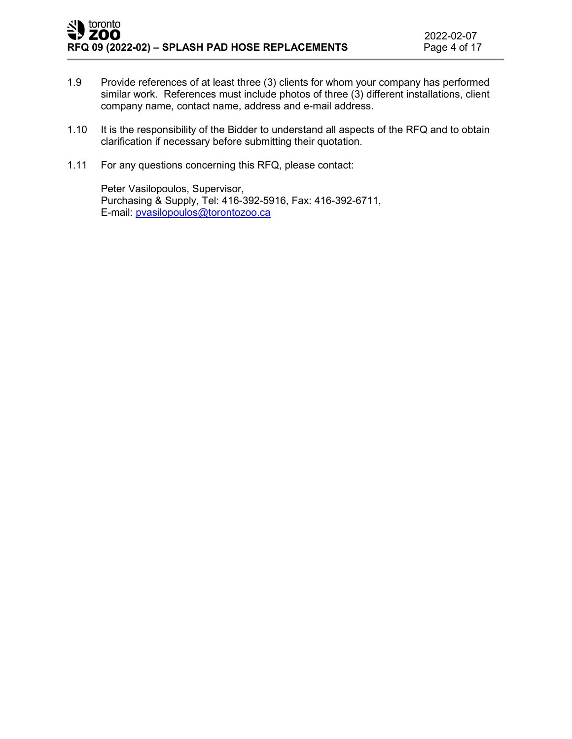1.9 Provide references of at least three (3) clients for whom your company has performed similar work. References must include photos of three (3) different installations, client company name, contact name, address and e-mail address.

1.10 It is the responsibility of the Bidder to understand all aspects of the RFQ and to obtain clarification if necessary before submitting their quotation.

1.11 For any questions concerning this RFQ, please contact:

Peter Vasilopoulos, Supervisor,
Purchasing & Supply, Tel: 416-392-5916, Fax: 416-392-6711,
E-mail: pvasilopoulos@torontozoo.ca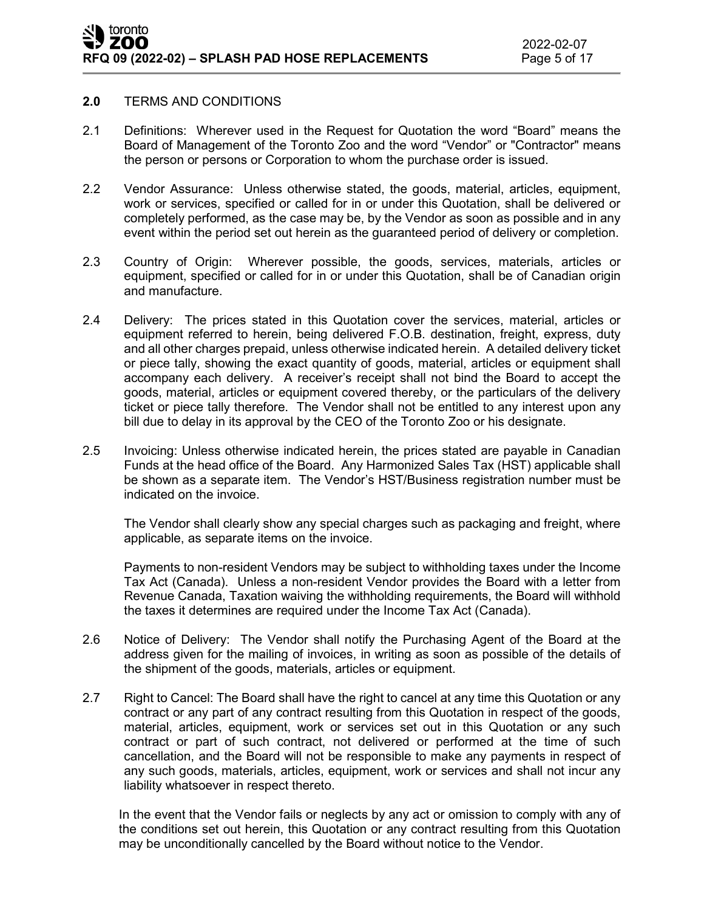## **2.0** TERMS AND CONDITIONS

2.1 Definitions: Wherever used in the Request for Quotation the word "Board" means the Board of Management of the Toronto Zoo and the word "Vendor" or "Contractor" means the person or persons or Corporation to whom the purchase order is issued.

2.2 Vendor Assurance: Unless otherwise stated, the goods, material, articles, equipment, work or services, specified or called for in or under this Quotation, shall be delivered or completely performed, as the case may be, by the Vendor as soon as possible and in any event within the period set out herein as the guaranteed period of delivery or completion.

2.3 Country of Origin: Wherever possible, the goods, services, materials, articles or equipment, specified or called for in or under this Quotation, shall be of Canadian origin and manufacture.

2.4 Delivery: The prices stated in this Quotation cover the services, material, articles or equipment referred to herein, being delivered F.O.B. destination, freight, express, duty and all other charges prepaid, unless otherwise indicated herein. A detailed delivery ticket or piece tally, showing the exact quantity of goods, material, articles or equipment shall accompany each delivery. A receiver's receipt shall not bind the Board to accept the goods, material, articles or equipment covered thereby, or the particulars of the delivery ticket or piece tally therefore. The Vendor shall not be entitled to any interest upon any bill due to delay in its approval by the CEO of the Toronto Zoo or his designate.

2.5 Invoicing: Unless otherwise indicated herein, the prices stated are payable in Canadian Funds at the head office of the Board. Any Harmonized Sales Tax (HST) applicable shall be shown as a separate item. The Vendor's HST/Business registration number must be indicated on the invoice.

The Vendor shall clearly show any special charges such as packaging and freight, where applicable, as separate items on the invoice.

Payments to non-resident Vendors may be subject to withholding taxes under the Income Tax Act (Canada). Unless a non-resident Vendor provides the Board with a letter from Revenue Canada, Taxation waiving the withholding requirements, the Board will withhold the taxes it determines are required under the Income Tax Act (Canada).

2.6 Notice of Delivery: The Vendor shall notify the Purchasing Agent of the Board at the address given for the mailing of invoices, in writing as soon as possible of the details of the shipment of the goods, materials, articles or equipment.

2.7 Right to Cancel: The Board shall have the right to cancel at any time this Quotation or any contract or any part of any contract resulting from this Quotation in respect of the goods, material, articles, equipment, work or services set out in this Quotation or any such contract or part of such contract, not delivered or performed at the time of such cancellation, and the Board will not be responsible to make any payments in respect of any such goods, materials, articles, equipment, work or services and shall not incur any liability whatsoever in respect thereto.

In the event that the Vendor fails or neglects by any act or omission to comply with any of the conditions set out herein, this Quotation or any contract resulting from this Quotation may be unconditionally cancelled by the Board without notice to the Vendor.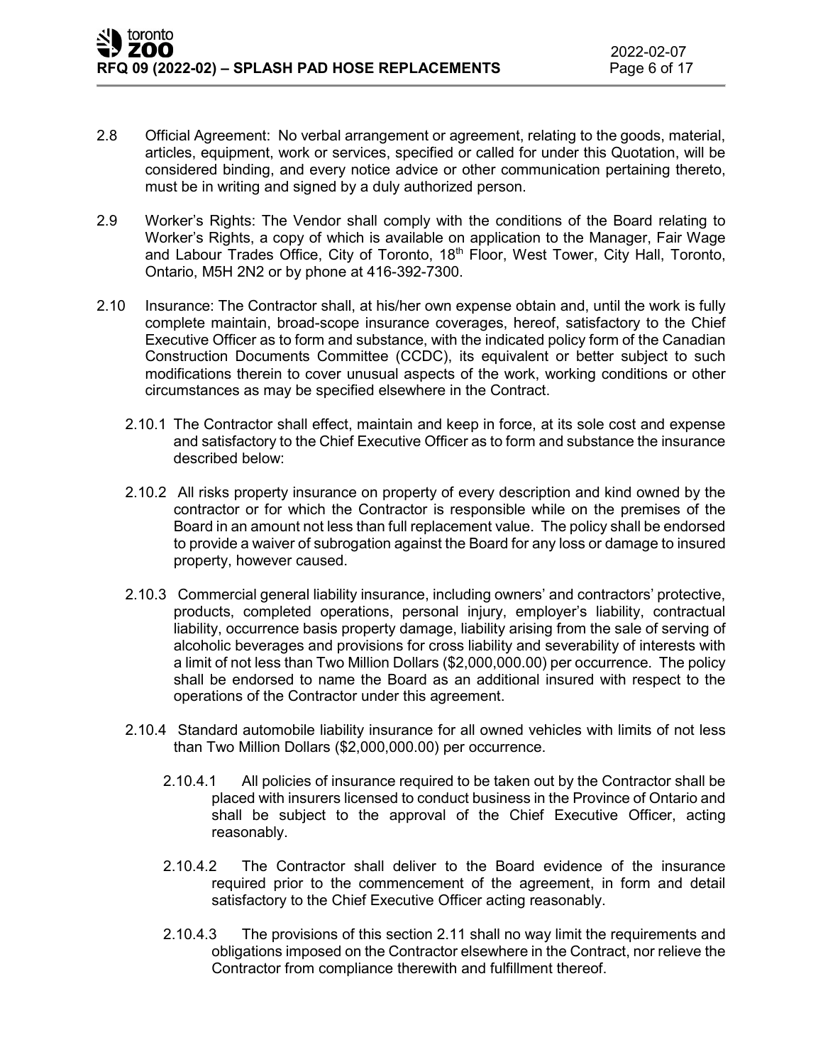2.8 Official Agreement: No verbal arrangement or agreement, relating to the goods, material, articles, equipment, work or services, specified or called for under this Quotation, will be considered binding, and every notice advice or other communication pertaining thereto, must be in writing and signed by a duly authorized person.

2.9 Worker's Rights: The Vendor shall comply with the conditions of the Board relating to Worker's Rights, a copy of which is available on application to the Manager, Fair Wage and Labour Trades Office, City of Toronto, 18th Floor, West Tower, City Hall, Toronto, Ontario, M5H 2N2 or by phone at 416-392-7300.

2.10 Insurance: The Contractor shall, at his/her own expense obtain and, until the work is fully complete maintain, broad-scope insurance coverages, hereof, satisfactory to the Chief Executive Officer as to form and substance, with the indicated policy form of the Canadian Construction Documents Committee (CCDC), its equivalent or better subject to such modifications therein to cover unusual aspects of the work, working conditions or other circumstances as may be specified elsewhere in the Contract.

2.10.1 The Contractor shall effect, maintain and keep in force, at its sole cost and expense and satisfactory to the Chief Executive Officer as to form and substance the insurance described below:

2.10.2 All risks property insurance on property of every description and kind owned by the contractor or for which the Contractor is responsible while on the premises of the Board in an amount not less than full replacement value. The policy shall be endorsed to provide a waiver of subrogation against the Board for any loss or damage to insured property, however caused.

2.10.3 Commercial general liability insurance, including owners' and contractors' protective, products, completed operations, personal injury, employer's liability, contractual liability, occurrence basis property damage, liability arising from the sale of serving of alcoholic beverages and provisions for cross liability and severability of interests with a limit of not less than Two Million Dollars ($2,000,000.00) per occurrence. The policy shall be endorsed to name the Board as an additional insured with respect to the operations of the Contractor under this agreement.

2.10.4 Standard automobile liability insurance for all owned vehicles with limits of not less than Two Million Dollars ($2,000,000.00) per occurrence.

2.10.4.1 All policies of insurance required to be taken out by the Contractor shall be placed with insurers licensed to conduct business in the Province of Ontario and shall be subject to the approval of the Chief Executive Officer, acting reasonably.

2.10.4.2 The Contractor shall deliver to the Board evidence of the insurance required prior to the commencement of the agreement, in form and detail satisfactory to the Chief Executive Officer acting reasonably.

2.10.4.3 The provisions of this section 2.11 shall no way limit the requirements and obligations imposed on the Contractor elsewhere in the Contract, nor relieve the Contractor from compliance therewith and fulfillment thereof.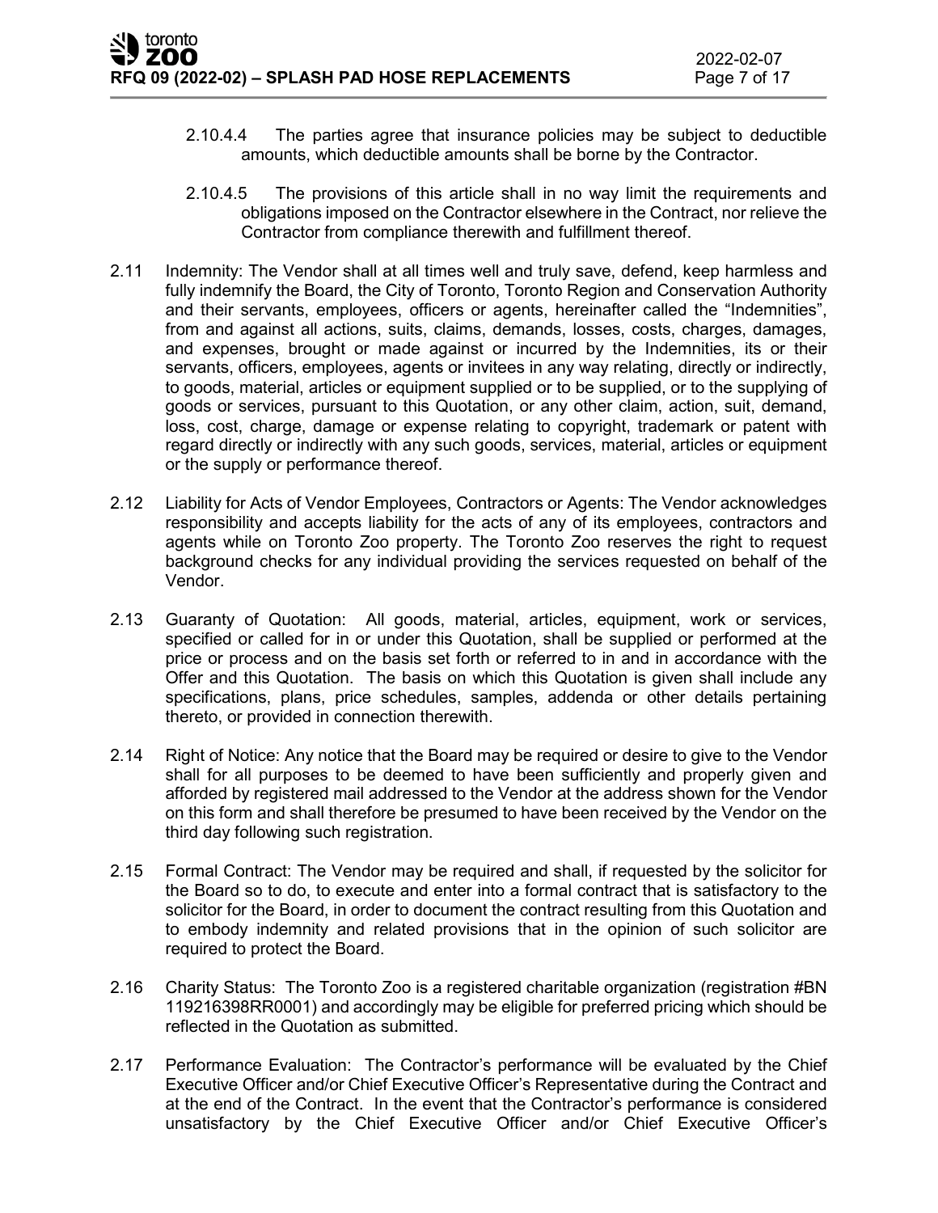2.10.4.4 The parties agree that insurance policies may be subject to deductible amounts, which deductible amounts shall be borne by the Contractor.

2.10.4.5 The provisions of this article shall in no way limit the requirements and obligations imposed on the Contractor elsewhere in the Contract, nor relieve the Contractor from compliance therewith and fulfillment thereof.

2.11 Indemnity: The Vendor shall at all times well and truly save, defend, keep harmless and fully indemnify the Board, the City of Toronto, Toronto Region and Conservation Authority and their servants, employees, officers or agents, hereinafter called the "Indemnities", from and against all actions, suits, claims, demands, losses, costs, charges, damages, and expenses, brought or made against or incurred by the Indemnities, its or their servants, officers, employees, agents or invitees in any way relating, directly or indirectly, to goods, material, articles or equipment supplied or to be supplied, or to the supplying of goods or services, pursuant to this Quotation, or any other claim, action, suit, demand, loss, cost, charge, damage or expense relating to copyright, trademark or patent with regard directly or indirectly with any such goods, services, material, articles or equipment or the supply or performance thereof.

2.12 Liability for Acts of Vendor Employees, Contractors or Agents: The Vendor acknowledges responsibility and accepts liability for the acts of any of its employees, contractors and agents while on Toronto Zoo property. The Toronto Zoo reserves the right to request background checks for any individual providing the services requested on behalf of the Vendor.

2.13 Guaranty of Quotation: All goods, material, articles, equipment, work or services, specified or called for in or under this Quotation, shall be supplied or performed at the price or process and on the basis set forth or referred to in and in accordance with the Offer and this Quotation. The basis on which this Quotation is given shall include any specifications, plans, price schedules, samples, addenda or other details pertaining thereto, or provided in connection therewith.

2.14 Right of Notice: Any notice that the Board may be required or desire to give to the Vendor shall for all purposes to be deemed to have been sufficiently and properly given and afforded by registered mail addressed to the Vendor at the address shown for the Vendor on this form and shall therefore be presumed to have been received by the Vendor on the third day following such registration.

2.15 Formal Contract: The Vendor may be required and shall, if requested by the solicitor for the Board so to do, to execute and enter into a formal contract that is satisfactory to the solicitor for the Board, in order to document the contract resulting from this Quotation and to embody indemnity and related provisions that in the opinion of such solicitor are required to protect the Board.

2.16 Charity Status: The Toronto Zoo is a registered charitable organization (registration #BN 119216398RR0001) and accordingly may be eligible for preferred pricing which should be reflected in the Quotation as submitted.

2.17 Performance Evaluation: The Contractor's performance will be evaluated by the Chief Executive Officer and/or Chief Executive Officer's Representative during the Contract and at the end of the Contract. In the event that the Contractor's performance is considered unsatisfactory by the Chief Executive Officer and/or Chief Executive Officer's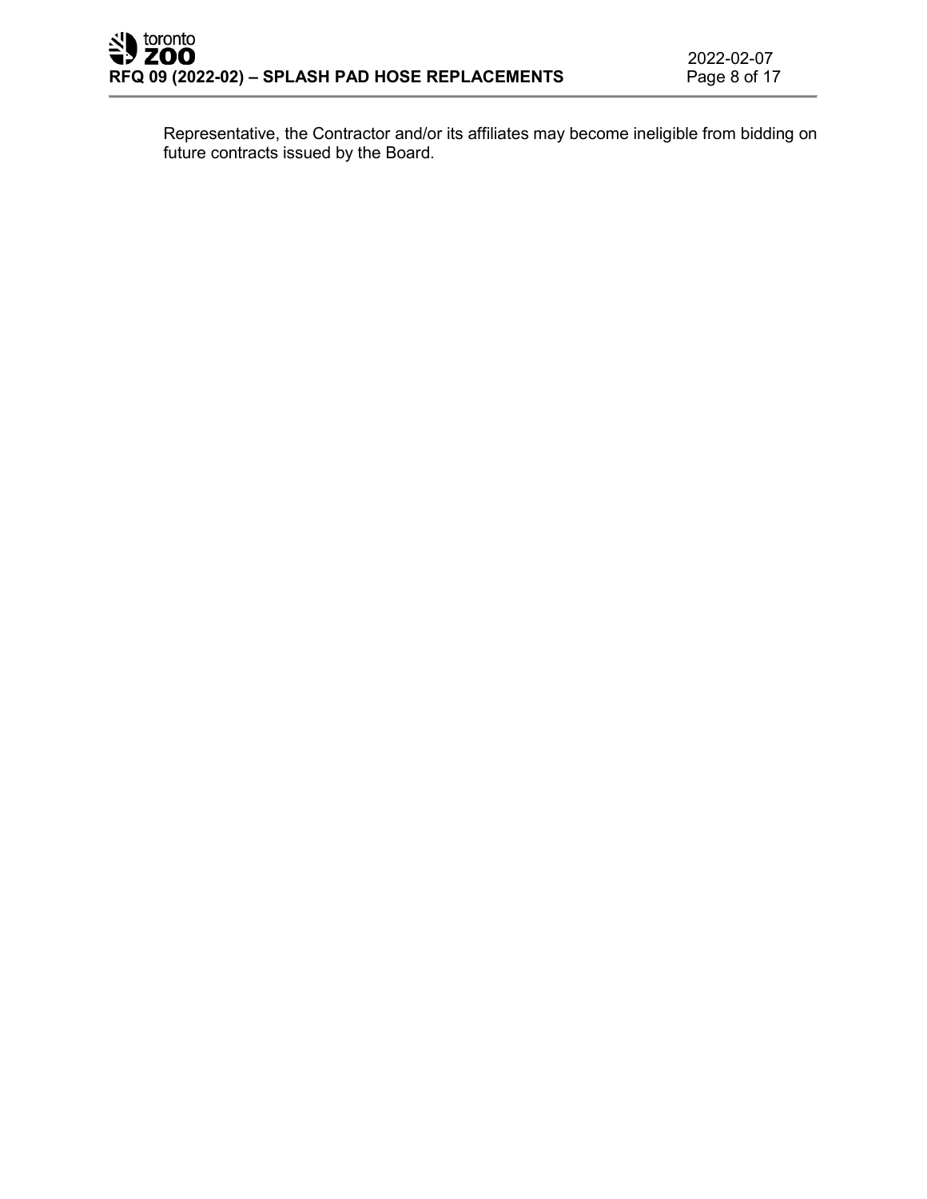Representative, the Contractor and/or its affiliates may become ineligible from bidding on future contracts issued by the Board.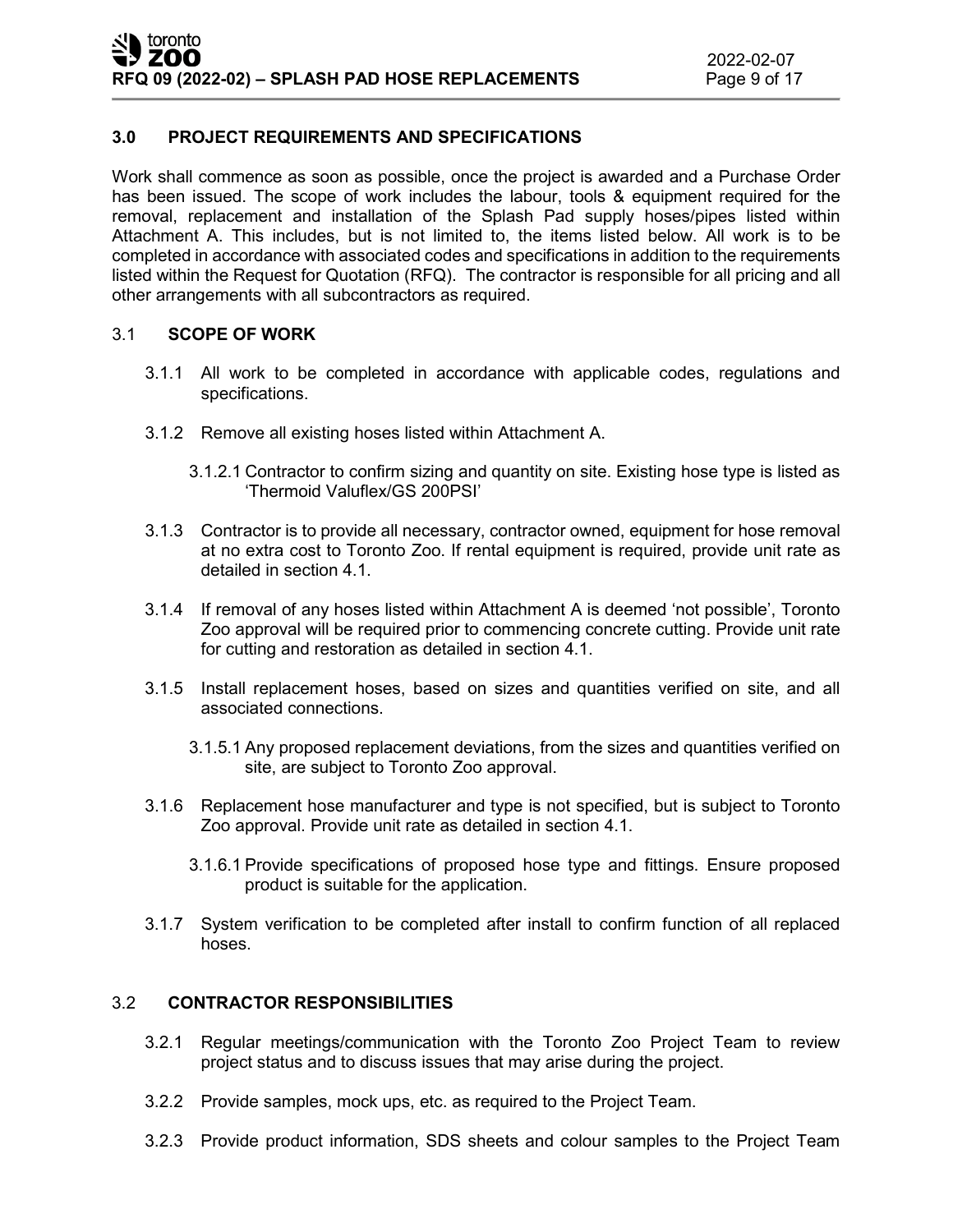## 3.0 PROJECT REQUIREMENTS AND SPECIFICATIONS

Work shall commence as soon as possible, once the project is awarded and a Purchase Order has been issued. The scope of work includes the labour, tools & equipment required for the removal, replacement and installation of the Splash Pad supply hoses/pipes listed within Attachment A. This includes, but is not limited to, the items listed below. All work is to be completed in accordance with associated codes and specifications in addition to the requirements listed within the Request for Quotation (RFQ). The contractor is responsible for all pricing and all other arrangements with all subcontractors as required.

### 3.1 SCOPE OF WORK

3.1.1 All work to be completed in accordance with applicable codes, regulations and specifications.

3.1.2 Remove all existing hoses listed within Attachment A.

3.1.2.1 Contractor to confirm sizing and quantity on site. Existing hose type is listed as 'Thermoid Valuflex/GS 200PSI'

3.1.3 Contractor is to provide all necessary, contractor owned, equipment for hose removal at no extra cost to Toronto Zoo. If rental equipment is required, provide unit rate as detailed in section 4.1.

3.1.4 If removal of any hoses listed within Attachment A is deemed 'not possible', Toronto Zoo approval will be required prior to commencing concrete cutting. Provide unit rate for cutting and restoration as detailed in section 4.1.

3.1.5 Install replacement hoses, based on sizes and quantities verified on site, and all associated connections.

3.1.5.1 Any proposed replacement deviations, from the sizes and quantities verified on site, are subject to Toronto Zoo approval.

3.1.6 Replacement hose manufacturer and type is not specified, but is subject to Toronto Zoo approval. Provide unit rate as detailed in section 4.1.

3.1.6.1 Provide specifications of proposed hose type and fittings. Ensure proposed product is suitable for the application.

3.1.7 System verification to be completed after install to confirm function of all replaced hoses.

### 3.2 CONTRACTOR RESPONSIBILITIES

3.2.1 Regular meetings/communication with the Toronto Zoo Project Team to review project status and to discuss issues that may arise during the project.

3.2.2 Provide samples, mock ups, etc. as required to the Project Team.

3.2.3 Provide product information, SDS sheets and colour samples to the Project Team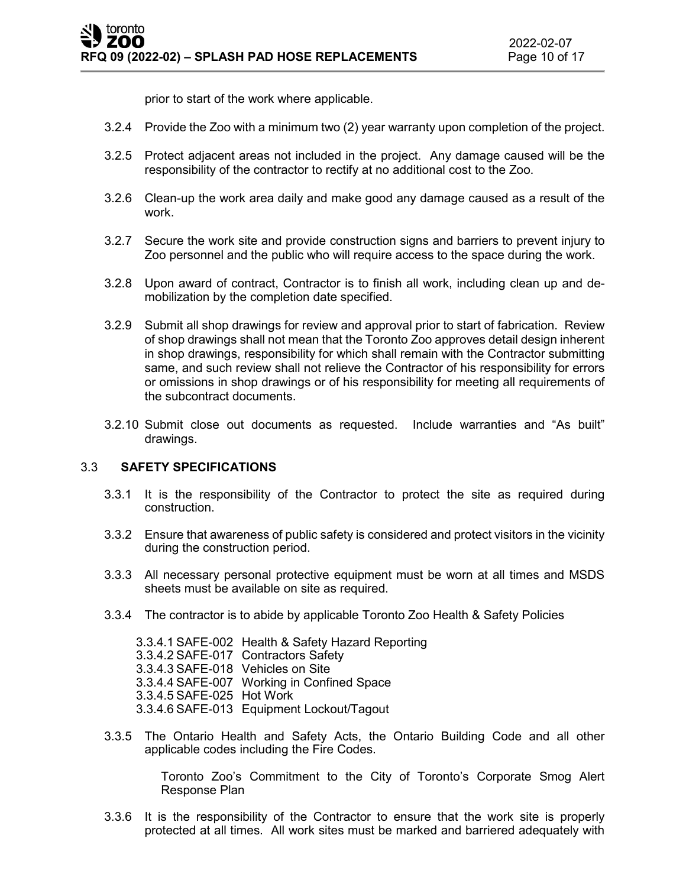prior to start of the work where applicable.

3.2.4 Provide the Zoo with a minimum two (2) year warranty upon completion of the project.

3.2.5 Protect adjacent areas not included in the project. Any damage caused will be the responsibility of the contractor to rectify at no additional cost to the Zoo.

3.2.6 Clean-up the work area daily and make good any damage caused as a result of the work.

3.2.7 Secure the work site and provide construction signs and barriers to prevent injury to Zoo personnel and the public who will require access to the space during the work.

3.2.8 Upon award of contract, Contractor is to finish all work, including clean up and de-mobilization by the completion date specified.

3.2.9 Submit all shop drawings for review and approval prior to start of fabrication. Review of shop drawings shall not mean that the Toronto Zoo approves detail design inherent in shop drawings, responsibility for which shall remain with the Contractor submitting same, and such review shall not relieve the Contractor of his responsibility for errors or omissions in shop drawings or of his responsibility for meeting all requirements of the subcontract documents.

3.2.10 Submit close out documents as requested. Include warranties and "As built" drawings.

## 3.3 SAFETY SPECIFICATIONS

3.3.1 It is the responsibility of the Contractor to protect the site as required during construction.

3.3.2 Ensure that awareness of public safety is considered and protect visitors in the vicinity during the construction period.

3.3.3 All necessary personal protective equipment must be worn at all times and MSDS sheets must be available on site as required.

3.3.4 The contractor is to abide by applicable Toronto Zoo Health & Safety Policies

- 3.3.4.1 SAFE-002 Health & Safety Hazard Reporting
- 3.3.4.2 SAFE-017 Contractors Safety
- 3.3.4.3 SAFE-018 Vehicles on Site
- 3.3.4.4 SAFE-007 Working in Confined Space
- 3.3.4.5 SAFE-025 Hot Work
- 3.3.4.6 SAFE-013 Equipment Lockout/Tagout

3.3.5 The Ontario Health and Safety Acts, the Ontario Building Code and all other applicable codes including the Fire Codes.

Toronto Zoo's Commitment to the City of Toronto's Corporate Smog Alert Response Plan

3.3.6 It is the responsibility of the Contractor to ensure that the work site is properly protected at all times. All work sites must be marked and barriered adequately with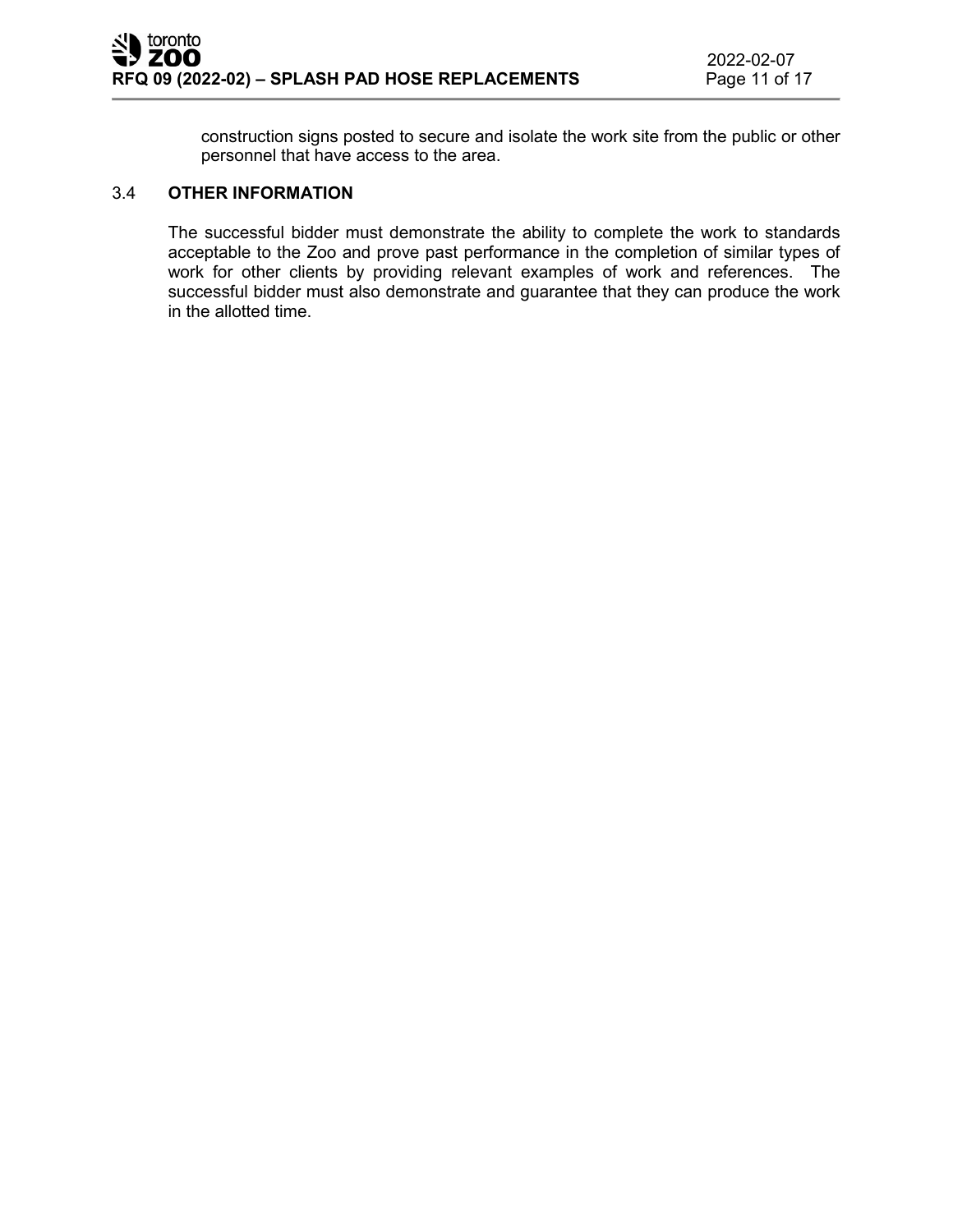construction signs posted to secure and isolate the work site from the public or other personnel that have access to the area.

## 3.4 OTHER INFORMATION

The successful bidder must demonstrate the ability to complete the work to standards acceptable to the Zoo and prove past performance in the completion of similar types of work for other clients by providing relevant examples of work and references. The successful bidder must also demonstrate and guarantee that they can produce the work in the allotted time.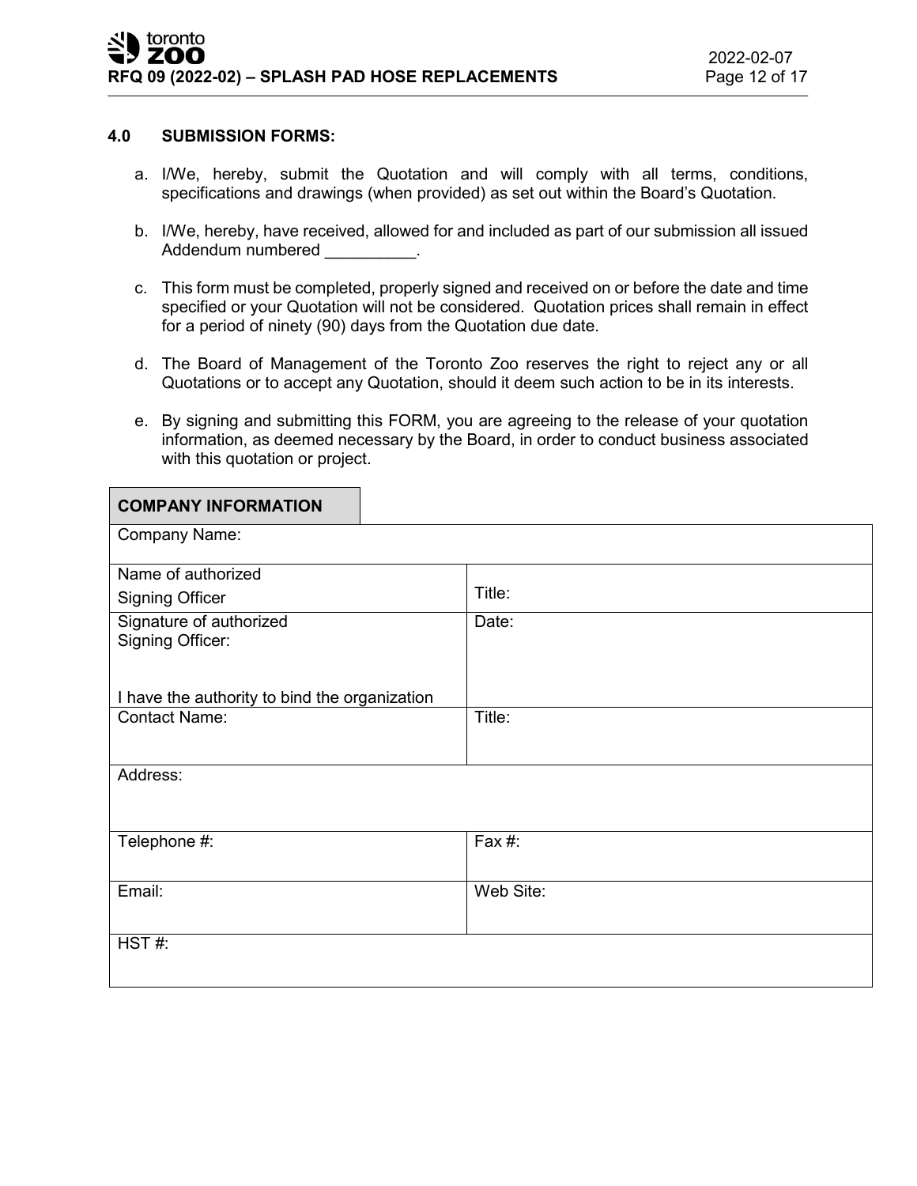## 4.0 SUBMISSION FORMS:

a. I/We, hereby, submit the Quotation and will comply with all terms, conditions, specifications and drawings (when provided) as set out within the Board's Quotation.

b. I/We, hereby, have received, allowed for and included as part of our submission all issued Addendum numbered __________.

c. This form must be completed, properly signed and received on or before the date and time specified or your Quotation will not be considered. Quotation prices shall remain in effect for a period of ninety (90) days from the Quotation due date.

d. The Board of Management of the Toronto Zoo reserves the right to reject any or all Quotations or to accept any Quotation, should it deem such action to be in its interests.

e. By signing and submitting this FORM, you are agreeing to the release of your quotation information, as deemed necessary by the Board, in order to conduct business associated with this quotation or project.

| **COMPANY INFORMATION** | |
|---|---|
| Company Name: | |
| Name of authorized Signing Officer | Title: |
| Signature of authorized Signing Officer:<br><br>I have the authority to bind the organization | Date: |
| Contact Name: | Title: |
| Address: | |
| Telephone #: | Fax #: |
| Email: | Web Site: |
| HST #: | |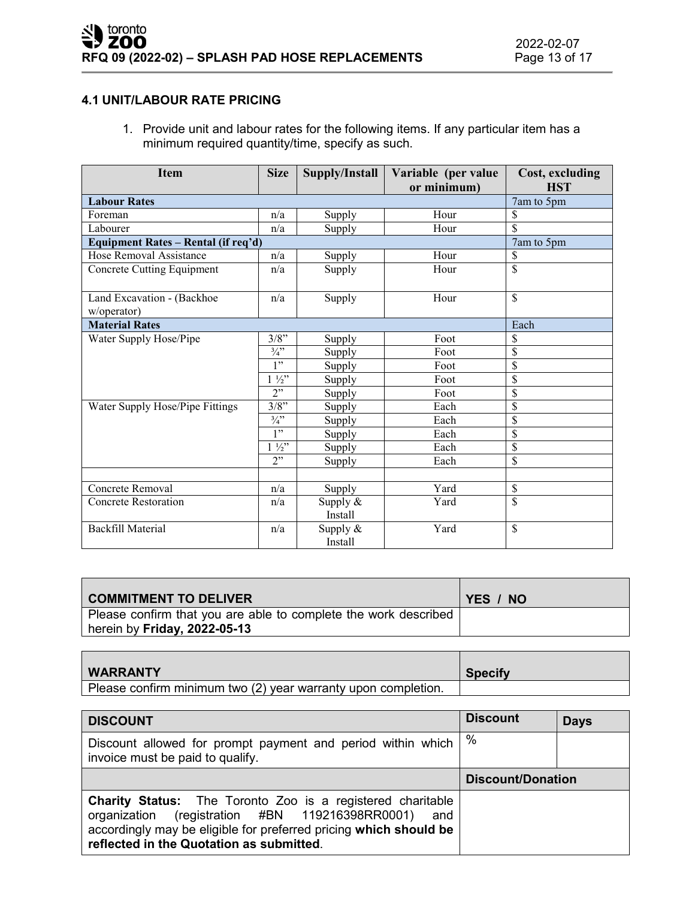### 4.1 UNIT/LABOUR RATE PRICING

1. Provide unit and labour rates for the following items. If any particular item has a minimum required quantity/time, specify as such.

| Item | Size | Supply/Install | Variable (per value or minimum) | Cost, excluding HST |
|---|---|---|---|---|
| **Labour Rates** | | | | 7am to 5pm |
| Foreman | n/a | Supply | Hour | $ |
| Labourer | n/a | Supply | Hour | $ |
| **Equipment Rates – Rental (if req'd)** | | | | 7am to 5pm |
| Hose Removal Assistance | n/a | Supply | Hour | $ |
| Concrete Cutting Equipment | n/a | Supply | Hour | $ |
| Land Excavation - (Backhoe w/operator) | n/a | Supply | Hour | $ |
| **Material Rates** | | | | Each |
| Water Supply Hose/Pipe | 3/8" | Supply | Foot | $ |
| | ¾" | Supply | Foot | $ |
| | 1" | Supply | Foot | $ |
| | 1 ½" | Supply | Foot | $ |
| | 2" | Supply | Foot | $ |
| Water Supply Hose/Pipe Fittings | 3/8" | Supply | Each | $ |
| | ¾" | Supply | Each | $ |
| | 1" | Supply | Each | $ |
| | 1 ½" | Supply | Each | $ |
| | 2" | Supply | Each | $ |
| | | | | |
| Concrete Removal | n/a | Supply | Yard | $ |
| Concrete Restoration | n/a | Supply & Install | Yard | $ |
| Backfill Material | n/a | Supply & Install | Yard | $ |

| COMMITMENT TO DELIVER | YES / NO |
|---|---|
| Please confirm that you are able to complete the work described herein by **Friday, 2022-05-13** | |

| WARRANTY | Specify |
|---|---|
| Please confirm minimum two (2) year warranty upon completion. | |

| DISCOUNT | Discount | Days |
|---|---|---|
| Discount allowed for prompt payment and period within which invoice must be paid to qualify. | % | |
| | **Discount/Donation** | |
| **Charity Status:** The Toronto Zoo is a registered charitable organization (registration #BN 119216398RR0001) and accordingly may be eligible for preferred pricing **which should be reflected in the Quotation as submitted**. | | |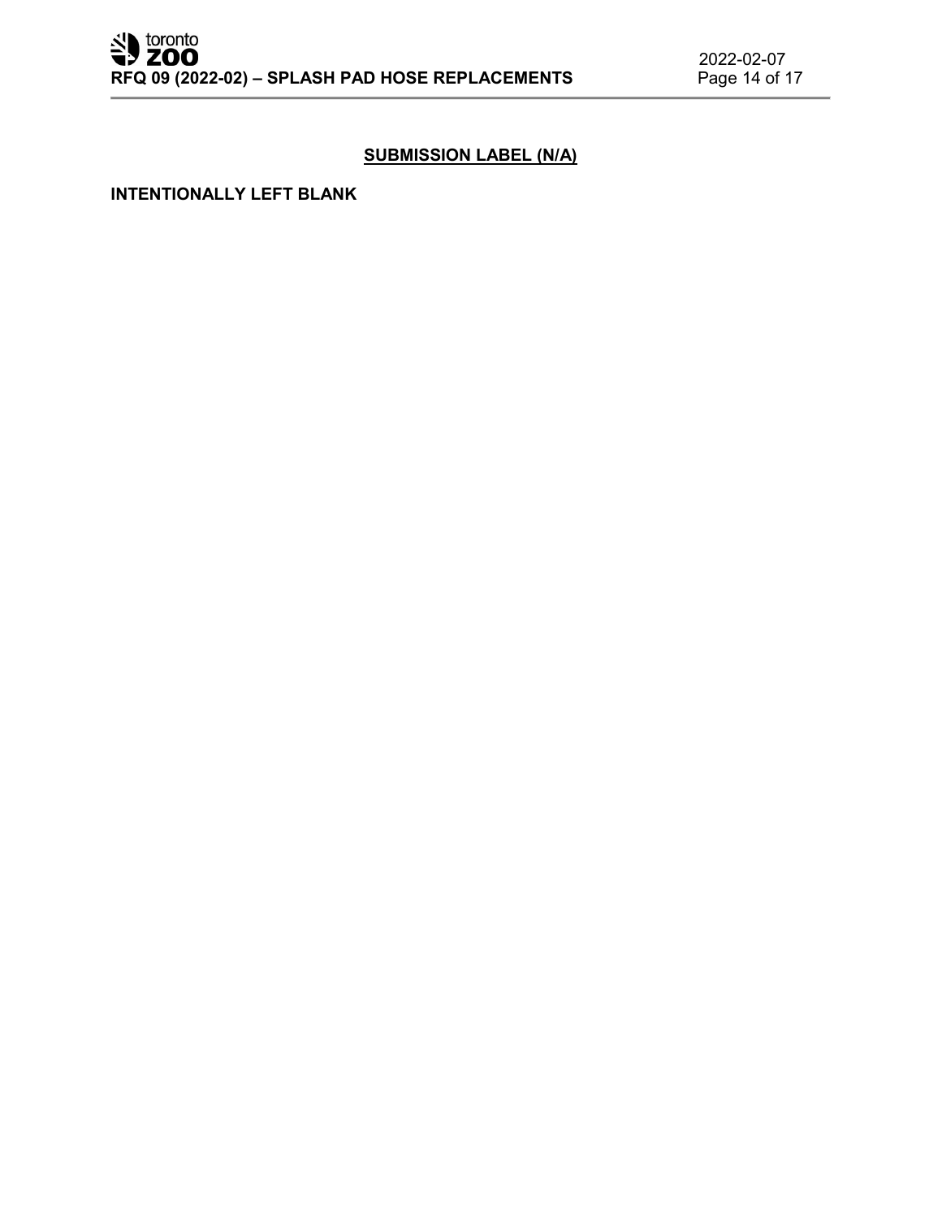## SUBMISSION LABEL (N/A)

**INTENTIONALLY LEFT BLANK**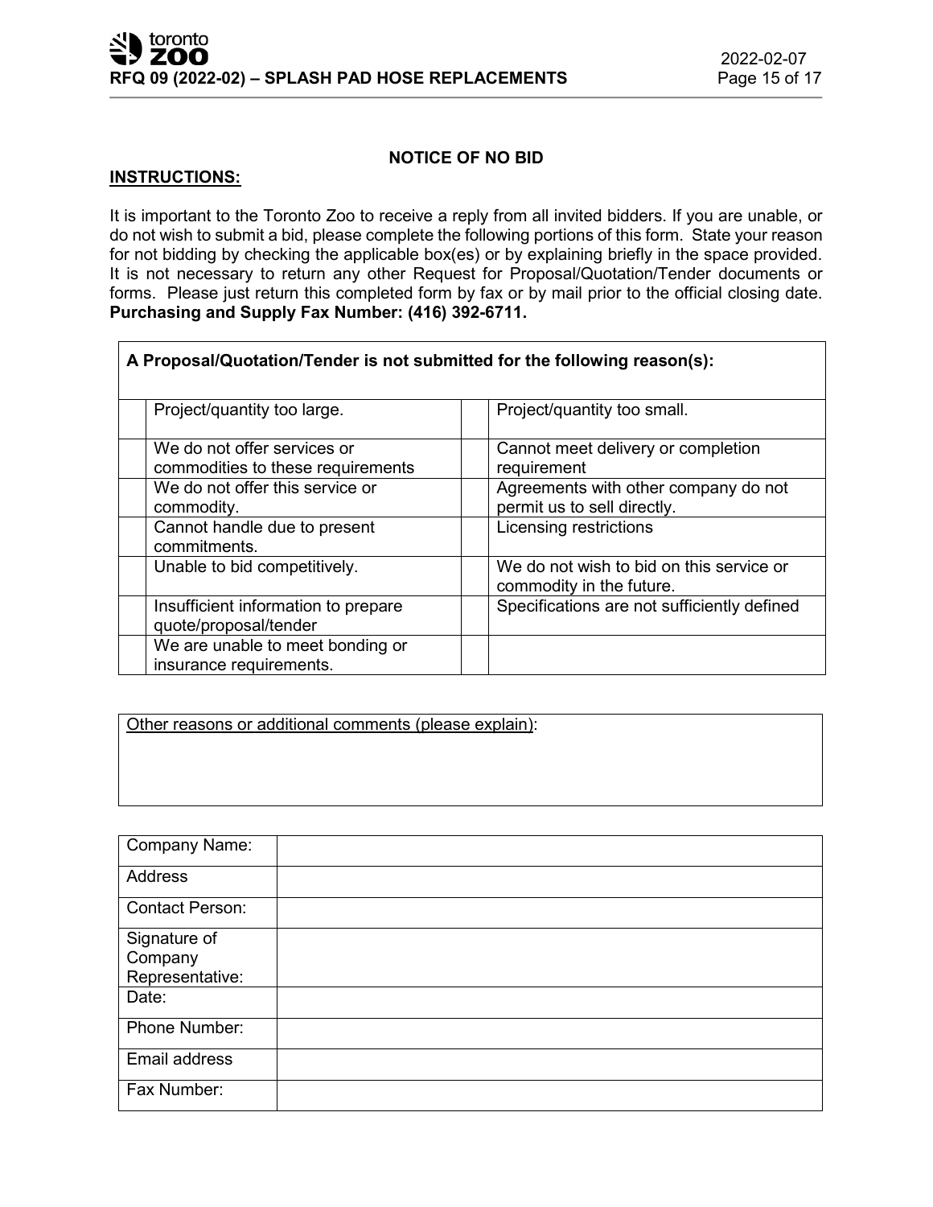## NOTICE OF NO BID

**INSTRUCTIONS:**

It is important to the Toronto Zoo to receive a reply from all invited bidders. If you are unable, or do not wish to submit a bid, please complete the following portions of this form. State your reason for not bidding by checking the applicable box(es) or by explaining briefly in the space provided. It is not necessary to return any other Request for Proposal/Quotation/Tender documents or forms. Please just return this completed form by fax or by mail prior to the official closing date. **Purchasing and Supply Fax Number: (416) 392-6711.**

**A Proposal/Quotation/Tender is not submitted for the following reason(s):**

| | | | |
|---|---|---|---|
| | Project/quantity too large. | | Project/quantity too small. |
| | We do not offer services or commodities to these requirements | | Cannot meet delivery or completion requirement |
| | We do not offer this service or commodity. | | Agreements with other company do not permit us to sell directly. |
| | Cannot handle due to present commitments. | | Licensing restrictions |
| | Unable to bid competitively. | | We do not wish to bid on this service or commodity in the future. |
| | Insufficient information to prepare quote/proposal/tender | | Specifications are not sufficiently defined |
| | We are unable to meet bonding or insurance requirements. | | |

Other reasons or additional comments (please explain):

| | |
|---|---|
| Company Name: | |
| Address | |
| Contact Person: | |
| Signature of Company Representative: | |
| Date: | |
| Phone Number: | |
| Email address | |
| Fax Number: | |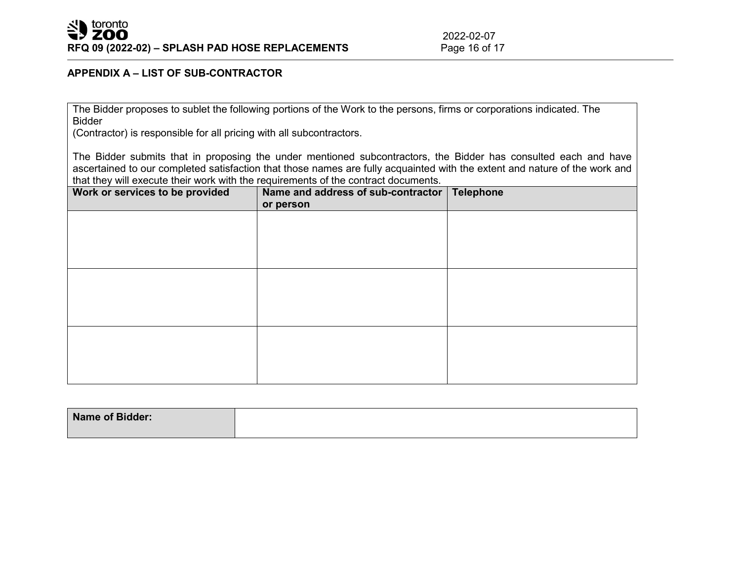## APPENDIX A – LIST OF SUB-CONTRACTOR

The Bidder proposes to sublet the following portions of the Work to the persons, firms or corporations indicated. The Bidder
(Contractor) is responsible for all pricing with all subcontractors.

The Bidder submits that in proposing the under mentioned subcontractors, the Bidder has consulted each and have ascertained to our completed satisfaction that those names are fully acquainted with the extent and nature of the work and that they will execute their work with the requirements of the contract documents.

| Work or services to be provided | Name and address of sub-contractor or person | Telephone |
|---|---|---|
| | | |
| | | |
| | | |

| **Name of Bidder:** | |
|---|---|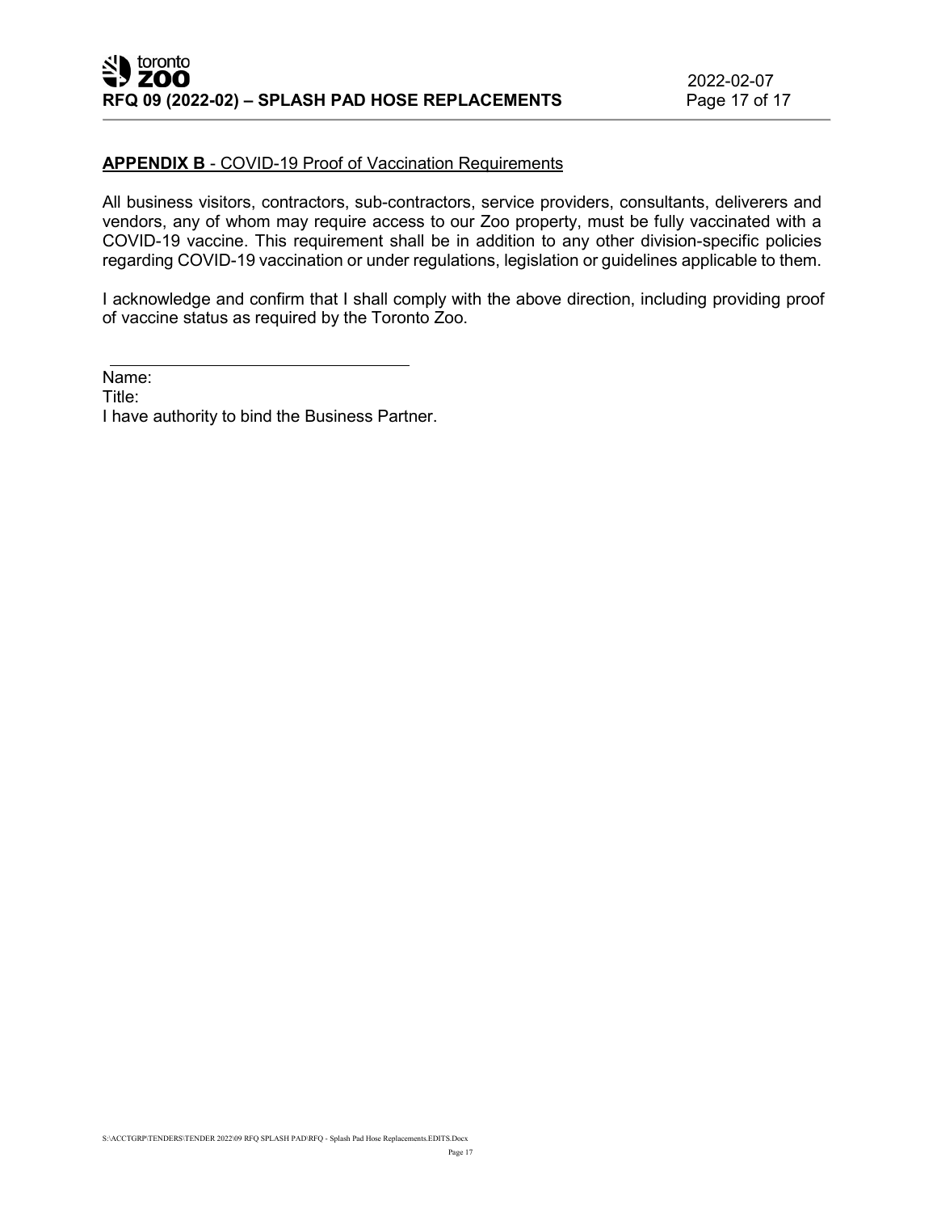**APPENDIX B** - COVID-19 Proof of Vaccination Requirements

All business visitors, contractors, sub-contractors, service providers, consultants, deliverers and vendors, any of whom may require access to our Zoo property, must be fully vaccinated with a COVID-19 vaccine. This requirement shall be in addition to any other division-specific policies regarding COVID-19 vaccination or under regulations, legislation or guidelines applicable to them.

I acknowledge and confirm that I shall comply with the above direction, including providing proof of vaccine status as required by the Toronto Zoo.

\_\_\_\_\_\_\_\_\_\_\_\_\_\_\_\_\_\_\_\_\_\_\_\_\_\_\_\_\_\_\_\_\_\_\_\_

Name:

Title:

I have authority to bind the Business Partner.

S:\ACCTGRP\TENDERS\TENDER 2022\09 RFQ SPLASH PAD\RFQ - Splash Pad Hose Replacements.EDITS.Docx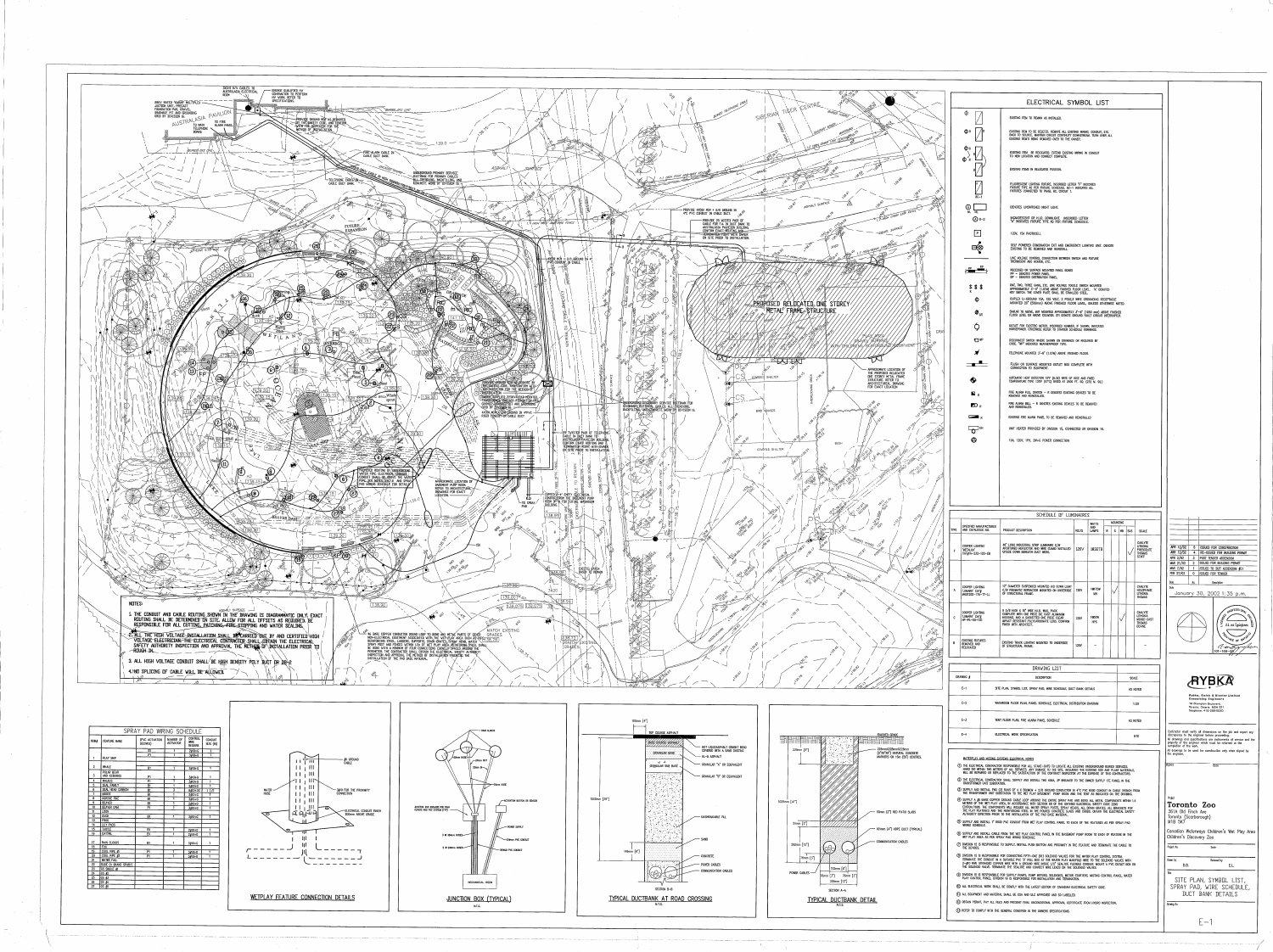# ELECTRICAL SYMBOL LIST

EXISTING ITEM TO REMAIN AS INSTALLED.

EXISTING ITEM TO BE REMOVED. REMOVE ALL EXISTING WIRING, CONDUIT, ETC.

EXISTING ITEM TO BE RELOCATED. EXTEND EXISTING WIRING IN CONDUIT TO NEW LOCATION AND CONNECT COMPLETE.

EXISTING ITEM IN RELOCATED POSITION.

FLUORESCENT LIGHTING FIXTURE.

DENOTES UNSWITCHED NIGHT LIGHT.

INCANDESCENT OR H.I.D. DOWNLIGHT.

120V, 15A PHOTOCELL.

SELF POWERED COMBINATION EXIT AND EMERGENCY LIGHTING UNIT.

LINE VOLTAGE CONTROL CONNECTION BETWEEN SWITCH AND FIXTURE.

RECESSED OR SURFACE MOUNTED PANEL BOARD.

SINGLE POLE SWITCH.

DUPLEX RECEPTACLE.

GROUND FAULT INTERRUPTER RECEPTACLE.

OUTLET FOR EXISTING MOTOR.

DISCONNECT SWITCH.

TELEPHONE MOUTED OUTLET.

FLUSH OR SURFACE MOUNTED OUTLET BOX COMPLETE WITH CONNECTION TO EQUIPMENT.

AUTOMATIC HEAT DETECTOR.

FIRE ALARM PULL STATION.

FIRE ALARM BELL.

EXISTING FIRE ALARM PANEL TO BE REMOVED AND REINSTALLED.

UNIT HEATER PROVIDED BY DIVISION 15, CONNECTED BY DIVISION 16.

15A, 120V, 1PH, 2W+G POWER CONNECTION

## SCHEDULE OF LUMINAIRES

| TYPE | SPECIFIED MANUFACTURER AND CATALOGUE NO. | PRODUCT DESCRIPTION | VOLTS | WATTS AND LAMPS | MOUNTING | REMARKS |
|---|---|---|---|---|---|---|
| F | COOPER LIGHTING METALUX | 48" LONG INDUSTRIAL STRIP LUMINAIRE | 120V | | | |
| A | COOPER LIGHTING | 12" DIAMETER SURFACE MOUNTED HID DOWN LIGHT | 120V | | | |
| B | COOPER LIGHTING | | 120V | | | |
| X | EXISTING FIXTURES REMOVED AND RELOCATED | EXISTING TRACK LIGHTING MOUNTED TO UNDERSIDE OF STRUCTURAL FRAME. | 120V | — | | |

## DRAWING LIST

| DRAWING # | DESCRIPTION | SCALE |
|---|---|---|
| E-1 | SITE PLAN, SYMBOL LIST, SPRAY PAD, WIRE SCHEDULE, DUCT BANK DETAILS | AS NOTED |
| E-2 | WASHROOM FLOOR PLANS, PANEL SCHEDULE, ELECTRICAL DISTRIBUTION DIAGRAM | 1:20 |
| E-3 | TENT FLOOR PLAN, FIRE ALARM PANEL SCHEDULE | AS NOTED |
| E-4 | ELECTRICAL WORK SPECIFICATION | N.T.S. |

## NOTES:

1. THE CONDUIT AND CABLE ROUTING SHOWN IN THE DRAWING IS DIAGRAMMATIC ONLY. EXACT ROUTING SHALL BE DETERMINED ON SITE. ALLOW FOR ALL OFFSETS AS REQUIRED. BE RESPONSIBLE FOR ALL CUTTING, PATCHING, FIRE STOPPING AND WATER SEALING.
2. ALL THE HIGH VOLTAGE INSTALLATION SHALL BE CARRIED OUT BY AN CERTIFIED HIGH VOLTAGE ELECTRICIAN. THE ELECTRICAL CONTRACTOR SHALL OBTAIN THE ELECTRICAL SAFETY AUTHORITY INSPECTION AND APPROVAL. THE RETURN OF INSTALLATION PRIOR TO ROUGH IN.
3. ALL HIGH VOLTAGE CONDUIT SHALL BE HIGH DENSITY POLY DUCT OR DB-2
4. NO SPLICING OF CABLE WILL BE ALLOWED.

PROPOSED RELOCATED ONE STOREY METAL FRAME STRUCTURE

AUSTRALASIA PAVILION

SIBERIAN TIGER CENTRE

WETLAND

FUTURE EXPANSION

## SPRAY PAD WIRING SCHEDULE

WETPLAY FEATURE CONNECTION DETAILS

JUNCTION BOX (TYPICAL)

TYPICAL DUCTBANK AT ROAD CROSSING

TYPICAL DUCTBANK DETAIL

## WATERPLAY AND WETLAND SYSTEMS ELECTRICAL NOTES

| | |
|---|---|
| APR 15/02 | ISSUED FOR CONSTRUCTION |
| MAY 13/02 | RE-ISSUED FOR BUILDING PERMIT |
| MAY 2/02 | POST TENDER ADDENDUM |
| MAR 25/02 | ISSUED FOR BUILDING PERMIT |
| MAR 7/02 | ISSUED TO SUIT ADDENDUM |
| FEB 21/02 | ISSUED FOR TENDER |

January 30, 2002 1:35 p.m.

RYBKA

Rybka, Smith & Ginsler Limited Consulting Engineers

Toronto Zoo
361A Old Finch Ave
Toronto (Scarborough)
M1B 5K7

Canadian Waterways Children's Wet Play Area
Children's Discovery Zoo

SITE PLAN, SYMBOL LIST, SPRAY PAD, WIRE SCHEDULE, DUCT BANK DETAILS

E-1